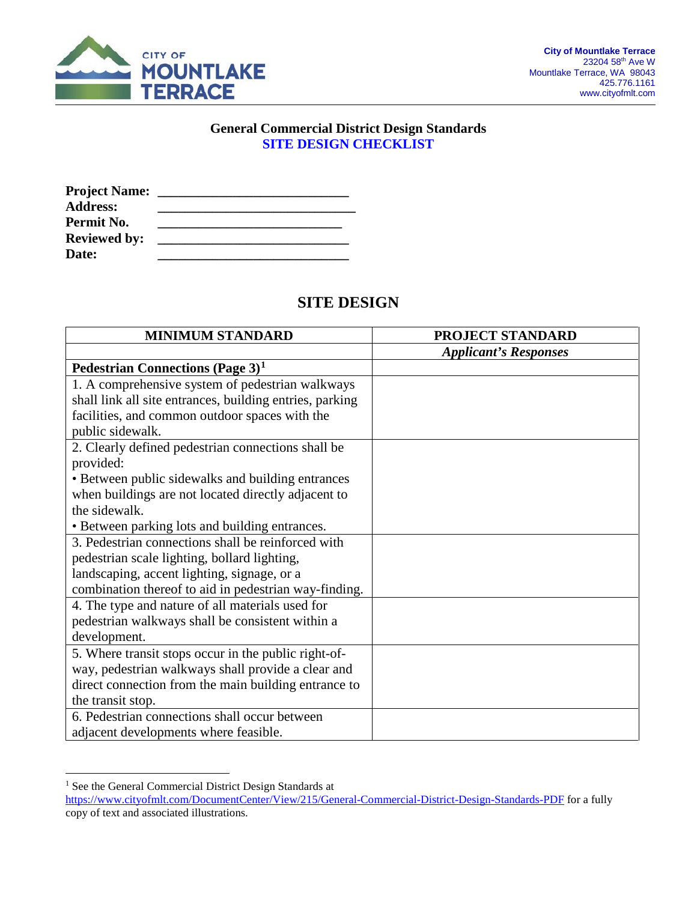City of Mountlake Terrace
23204 58th Ave W
Mountlake Terrace, WA 98043
425.776.1161
www.cityofmlt.com

## General Commercial District Design Standards
## SITE DESIGN CHECKLIST

**Project Name:** ___________________________
**Address:** ____________________________
**Permit No.** __________________________
**Reviewed by:** ___________________________
**Date:** ___________________________

## SITE DESIGN

| MINIMUM STANDARD | PROJECT STANDARD |
|---|---|
| | ***Applicant's Responses*** |
| **Pedestrian Connections (Page 3)[1]** | |
| 1. A comprehensive system of pedestrian walkways shall link all site entrances, building entries, parking facilities, and common outdoor spaces with the public sidewalk. | |
| 2. Clearly defined pedestrian connections shall be provided:<br>• Between public sidewalks and building entrances when buildings are not located directly adjacent to the sidewalk.<br>• Between parking lots and building entrances. | |
| 3. Pedestrian connections shall be reinforced with pedestrian scale lighting, bollard lighting, landscaping, accent lighting, signage, or a combination thereof to aid in pedestrian way-finding. | |
| 4. The type and nature of all materials used for pedestrian walkways shall be consistent within a development. | |
| 5. Where transit stops occur in the public right-of-way, pedestrian walkways shall provide a clear and direct connection from the main building entrance to the transit stop. | |
| 6. Pedestrian connections shall occur between adjacent developments where feasible. | |

[1] See the General Commercial District Design Standards at https://www.cityofmlt.com/DocumentCenter/View/215/General-Commercial-District-Design-Standards-PDF for a fully copy of text and associated illustrations.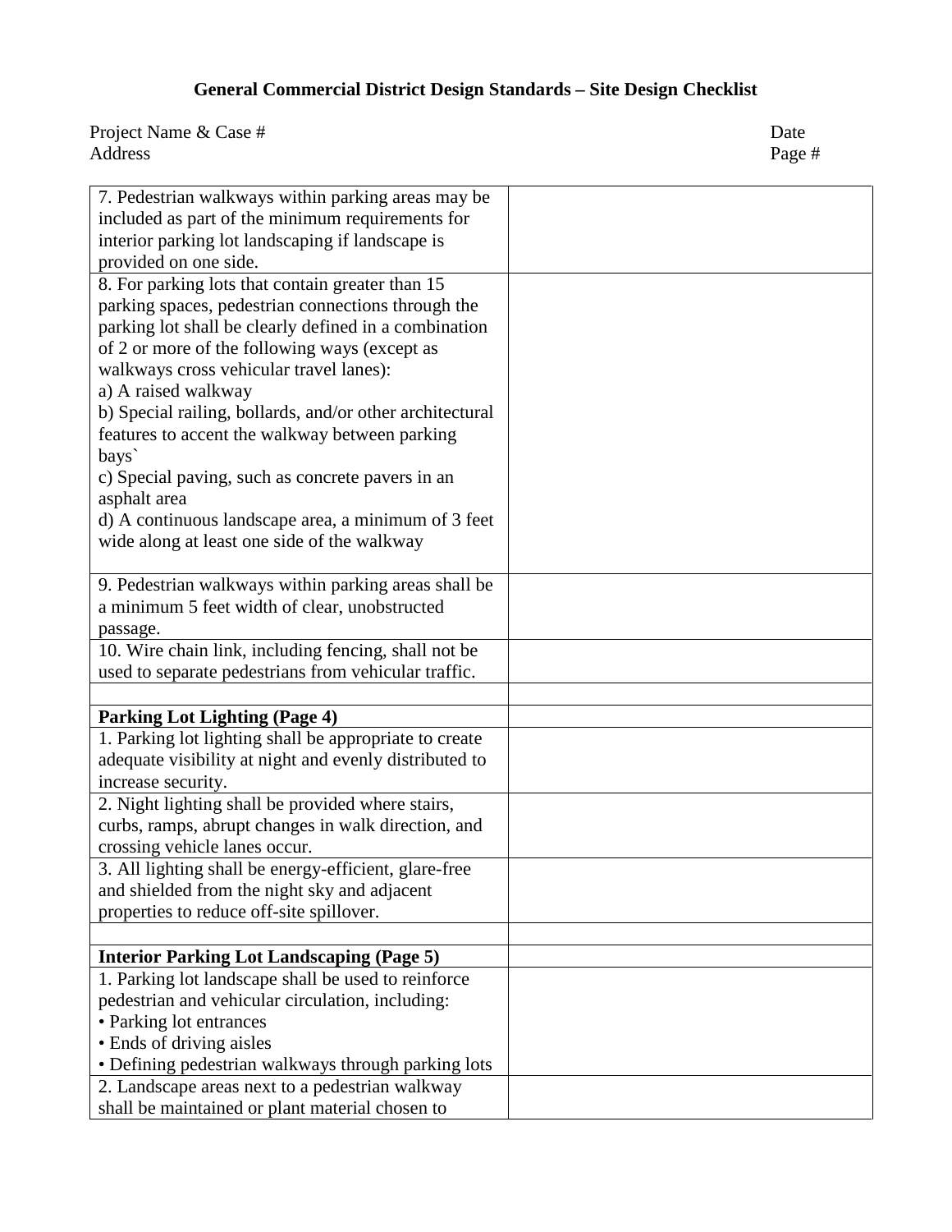**General Commercial District Design Standards – Site Design Checklist**

Project Name & Case # Date
Address Page #

| | |
|---|---|
| 7. Pedestrian walkways within parking areas may be included as part of the minimum requirements for interior parking lot landscaping if landscape is provided on one side. | |
| 8. For parking lots that contain greater than 15 parking spaces, pedestrian connections through the parking lot shall be clearly defined in a combination of 2 or more of the following ways (except as walkways cross vehicular travel lanes):<br>a) A raised walkway<br>b) Special railing, bollards, and/or other architectural features to accent the walkway between parking bays`<br>c) Special paving, such as concrete pavers in an asphalt area<br>d) A continuous landscape area, a minimum of 3 feet wide along at least one side of the walkway | |
| 9. Pedestrian walkways within parking areas shall be a minimum 5 feet width of clear, unobstructed passage. | |
| 10. Wire chain link, including fencing, shall not be used to separate pedestrians from vehicular traffic. | |
| | |
| **Parking Lot Lighting (Page 4)** | |
| 1. Parking lot lighting shall be appropriate to create adequate visibility at night and evenly distributed to increase security. | |
| 2. Night lighting shall be provided where stairs, curbs, ramps, abrupt changes in walk direction, and crossing vehicle lanes occur. | |
| 3. All lighting shall be energy-efficient, glare-free and shielded from the night sky and adjacent properties to reduce off-site spillover. | |
| | |
| **Interior Parking Lot Landscaping (Page 5)** | |
| 1. Parking lot landscape shall be used to reinforce pedestrian and vehicular circulation, including:<br>• Parking lot entrances<br>• Ends of driving aisles<br>• Defining pedestrian walkways through parking lots | |
| 2. Landscape areas next to a pedestrian walkway shall be maintained or plant material chosen to | |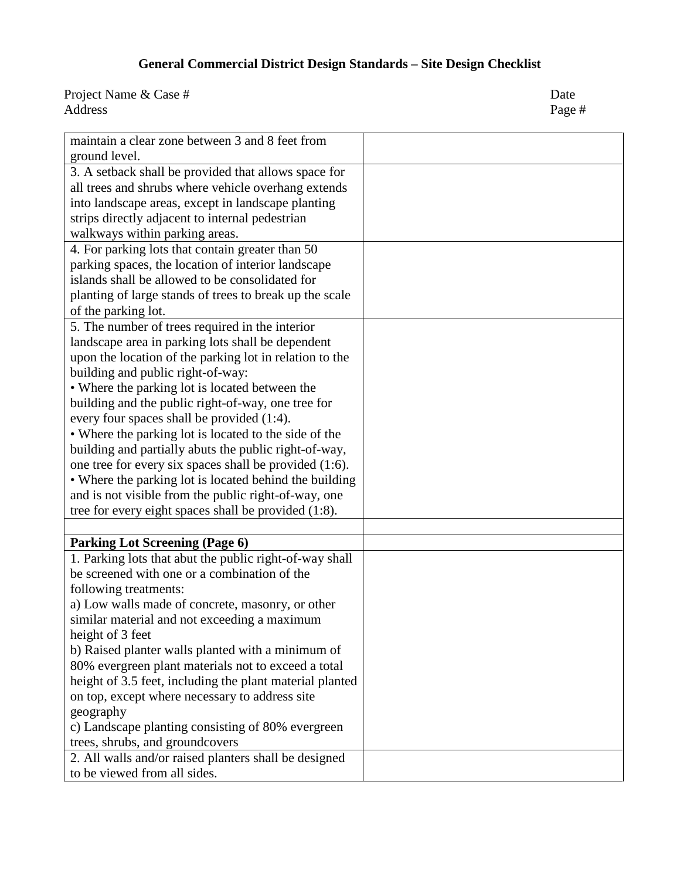# General Commercial District Design Standards – Site Design Checklist

Project Name & Case # Date
Address Page #

| | |
|---|---|
| maintain a clear zone between 3 and 8 feet from ground level. | |
| 3. A setback shall be provided that allows space for all trees and shrubs where vehicle overhang extends into landscape areas, except in landscape planting strips directly adjacent to internal pedestrian walkways within parking areas. | |
| 4. For parking lots that contain greater than 50 parking spaces, the location of interior landscape islands shall be allowed to be consolidated for planting of large stands of trees to break up the scale of the parking lot. | |
| 5. The number of trees required in the interior landscape area in parking lots shall be dependent upon the location of the parking lot in relation to the building and public right-of-way:<br>• Where the parking lot is located between the building and the public right-of-way, one tree for every four spaces shall be provided (1:4).<br>• Where the parking lot is located to the side of the building and partially abuts the public right-of-way, one tree for every six spaces shall be provided (1:6).<br>• Where the parking lot is located behind the building and is not visible from the public right-of-way, one tree for every eight spaces shall be provided (1:8). | |
| | |
| **Parking Lot Screening (Page 6)** | |
| 1. Parking lots that abut the public right-of-way shall be screened with one or a combination of the following treatments:<br>a) Low walls made of concrete, masonry, or other similar material and not exceeding a maximum height of 3 feet<br>b) Raised planter walls planted with a minimum of 80% evergreen plant materials not to exceed a total height of 3.5 feet, including the plant material planted on top, except where necessary to address site geography<br>c) Landscape planting consisting of 80% evergreen trees, shrubs, and groundcovers | |
| 2. All walls and/or raised planters shall be designed to be viewed from all sides. | |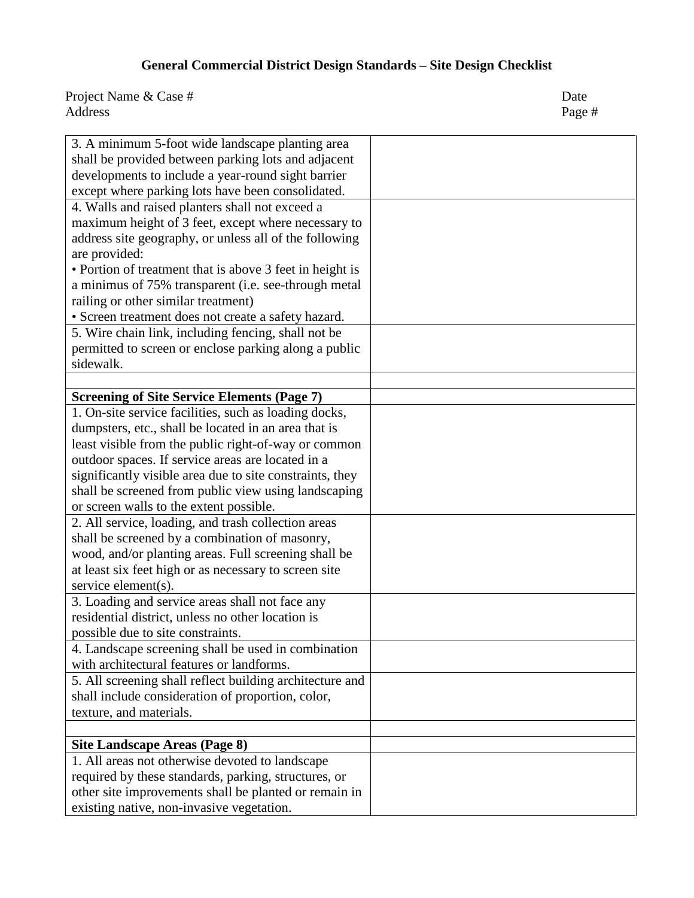# General Commercial District Design Standards – Site Design Checklist

Project Name & Case # Date
Address Page #

| | |
|---|---|
| 3. A minimum 5-foot wide landscape planting area shall be provided between parking lots and adjacent developments to include a year-round sight barrier except where parking lots have been consolidated. | |
| 4. Walls and raised planters shall not exceed a maximum height of 3 feet, except where necessary to address site geography, or unless all of the following are provided:<br>• Portion of treatment that is above 3 feet in height is a minimus of 75% transparent (i.e. see-through metal railing or other similar treatment)<br>• Screen treatment does not create a safety hazard. | |
| 5. Wire chain link, including fencing, shall not be permitted to screen or enclose parking along a public sidewalk. | |
| | |
| **Screening of Site Service Elements (Page 7)** | |
| 1. On-site service facilities, such as loading docks, dumpsters, etc., shall be located in an area that is least visible from the public right-of-way or common outdoor spaces. If service areas are located in a significantly visible area due to site constraints, they shall be screened from public view using landscaping or screen walls to the extent possible. | |
| 2. All service, loading, and trash collection areas shall be screened by a combination of masonry, wood, and/or planting areas. Full screening shall be at least six feet high or as necessary to screen site service element(s). | |
| 3. Loading and service areas shall not face any residential district, unless no other location is possible due to site constraints. | |
| 4. Landscape screening shall be used in combination with architectural features or landforms. | |
| 5. All screening shall reflect building architecture and shall include consideration of proportion, color, texture, and materials. | |
| | |
| **Site Landscape Areas (Page 8)** | |
| 1. All areas not otherwise devoted to landscape required by these standards, parking, structures, or other site improvements shall be planted or remain in existing native, non-invasive vegetation. | |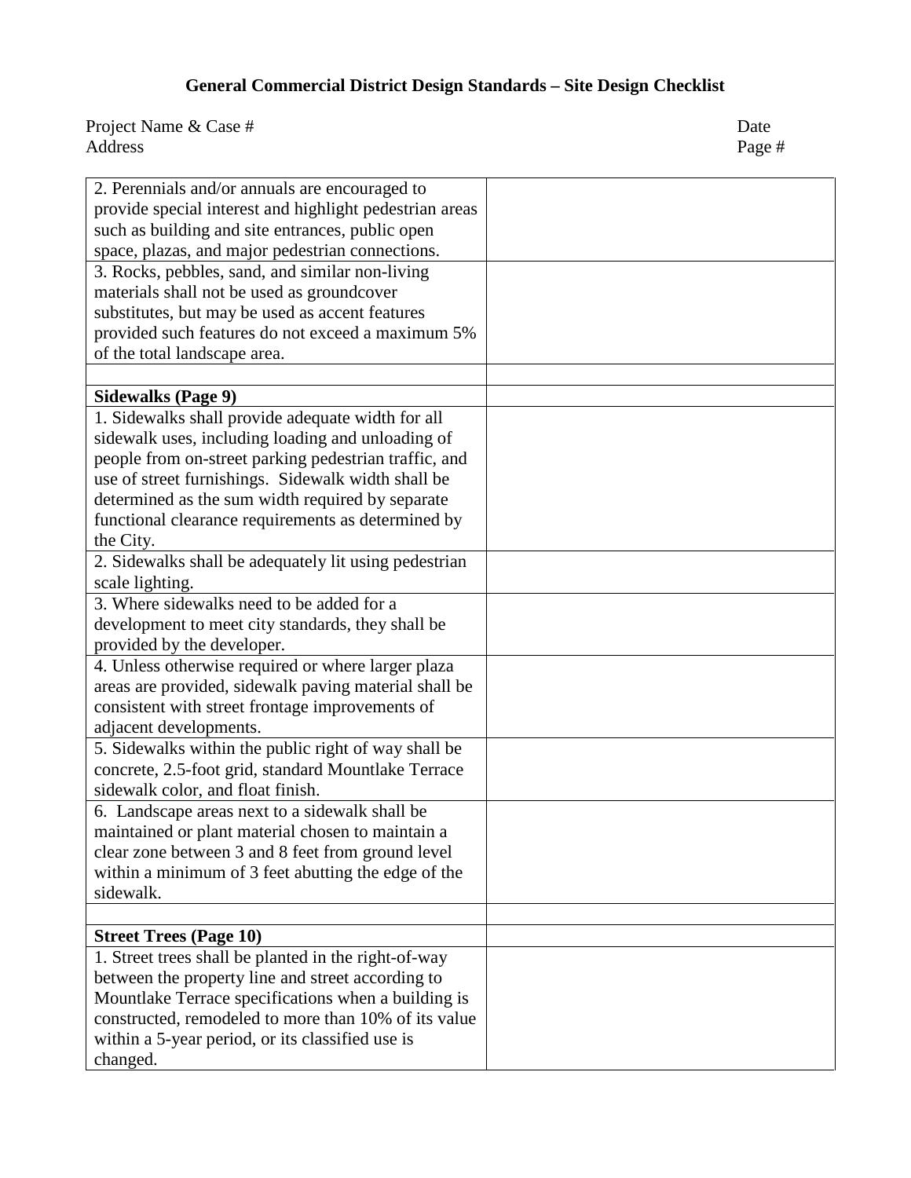# General Commercial District Design Standards – Site Design Checklist

Project Name & Case # Date
Address Page #

| | |
|---|---|
| 2. Perennials and/or annuals are encouraged to provide special interest and highlight pedestrian areas such as building and site entrances, public open space, plazas, and major pedestrian connections. | |
| 3. Rocks, pebbles, sand, and similar non-living materials shall not be used as groundcover substitutes, but may be used as accent features provided such features do not exceed a maximum 5% of the total landscape area. | |
| | |
| **Sidewalks (Page 9)** | |
| 1. Sidewalks shall provide adequate width for all sidewalk uses, including loading and unloading of people from on-street parking pedestrian traffic, and use of street furnishings. Sidewalk width shall be determined as the sum width required by separate functional clearance requirements as determined by the City. | |
| 2. Sidewalks shall be adequately lit using pedestrian scale lighting. | |
| 3. Where sidewalks need to be added for a development to meet city standards, they shall be provided by the developer. | |
| 4. Unless otherwise required or where larger plaza areas are provided, sidewalk paving material shall be consistent with street frontage improvements of adjacent developments. | |
| 5. Sidewalks within the public right of way shall be concrete, 2.5-foot grid, standard Mountlake Terrace sidewalk color, and float finish. | |
| 6. Landscape areas next to a sidewalk shall be maintained or plant material chosen to maintain a clear zone between 3 and 8 feet from ground level within a minimum of 3 feet abutting the edge of the sidewalk. | |
| | |
| **Street Trees (Page 10)** | |
| 1. Street trees shall be planted in the right-of-way between the property line and street according to Mountlake Terrace specifications when a building is constructed, remodeled to more than 10% of its value within a 5-year period, or its classified use is changed. | |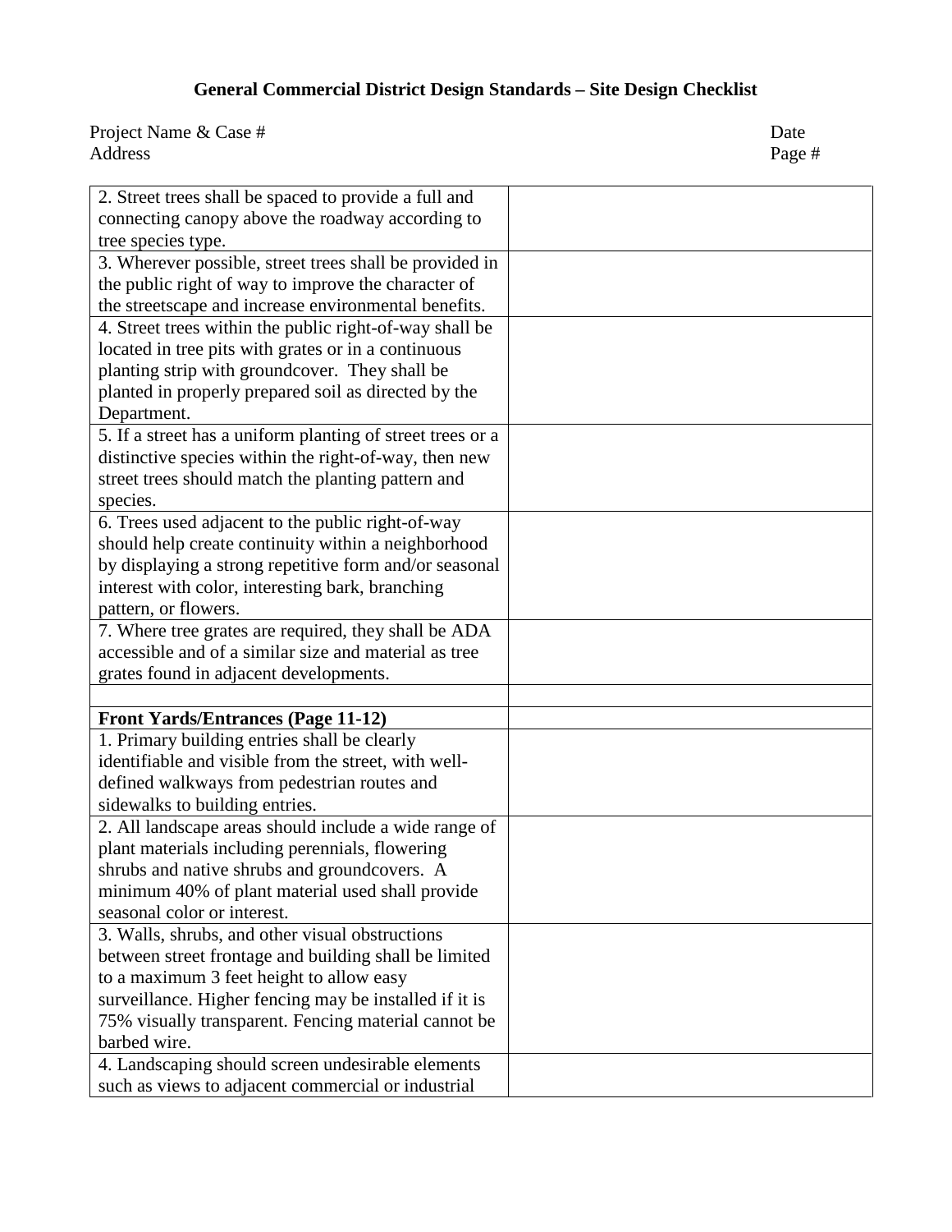**General Commercial District Design Standards – Site Design Checklist**

Project Name & Case # Date
Address Page #

| | |
|---|---|
| 2. Street trees shall be spaced to provide a full and connecting canopy above the roadway according to tree species type. | |
| 3. Wherever possible, street trees shall be provided in the public right of way to improve the character of the streetscape and increase environmental benefits. | |
| 4. Street trees within the public right-of-way shall be located in tree pits with grates or in a continuous planting strip with groundcover. They shall be planted in properly prepared soil as directed by the Department. | |
| 5. If a street has a uniform planting of street trees or a distinctive species within the right-of-way, then new street trees should match the planting pattern and species. | |
| 6. Trees used adjacent to the public right-of-way should help create continuity within a neighborhood by displaying a strong repetitive form and/or seasonal interest with color, interesting bark, branching pattern, or flowers. | |
| 7. Where tree grates are required, they shall be ADA accessible and of a similar size and material as tree grates found in adjacent developments. | |
| | |
| **Front Yards/Entrances (Page 11-12)** | |
| 1. Primary building entries shall be clearly identifiable and visible from the street, with well-defined walkways from pedestrian routes and sidewalks to building entries. | |
| 2. All landscape areas should include a wide range of plant materials including perennials, flowering shrubs and native shrubs and groundcovers. A minimum 40% of plant material used shall provide seasonal color or interest. | |
| 3. Walls, shrubs, and other visual obstructions between street frontage and building shall be limited to a maximum 3 feet height to allow easy surveillance. Higher fencing may be installed if it is 75% visually transparent. Fencing material cannot be barbed wire. | |
| 4. Landscaping should screen undesirable elements such as views to adjacent commercial or industrial | |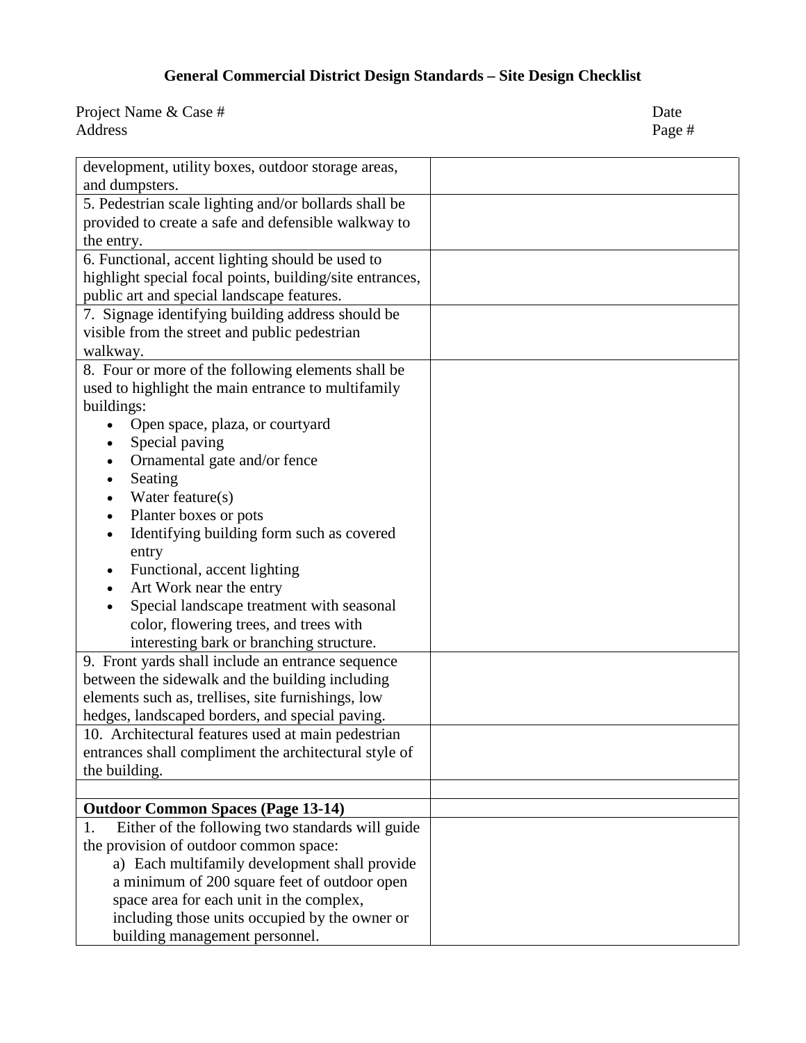# General Commercial District Design Standards – Site Design Checklist

Project Name & Case # Date
Address Page #

| | |
|---|---|
| development, utility boxes, outdoor storage areas, and dumpsters. | |
| 5. Pedestrian scale lighting and/or bollards shall be provided to create a safe and defensible walkway to the entry. | |
| 6. Functional, accent lighting should be used to highlight special focal points, building/site entrances, public art and special landscape features. | |
| 7. Signage identifying building address should be visible from the street and public pedestrian walkway. | |
| 8. Four or more of the following elements shall be used to highlight the main entrance to multifamily buildings:<br>• Open space, plaza, or courtyard<br>• Special paving<br>• Ornamental gate and/or fence<br>• Seating<br>• Water feature(s)<br>• Planter boxes or pots<br>• Identifying building form such as covered entry<br>• Functional, accent lighting<br>• Art Work near the entry<br>• Special landscape treatment with seasonal color, flowering trees, and trees with interesting bark or branching structure. | |
| 9. Front yards shall include an entrance sequence between the sidewalk and the building including elements such as, trellises, site furnishings, low hedges, landscaped borders, and special paving. | |
| 10. Architectural features used at main pedestrian entrances shall compliment the architectural style of the building. | |
| | |
| **Outdoor Common Spaces (Page 13-14)** | |
| 1. Either of the following two standards will guide the provision of outdoor common space:<br>a) Each multifamily development shall provide a minimum of 200 square feet of outdoor open space area for each unit in the complex, including those units occupied by the owner or building management personnel. | |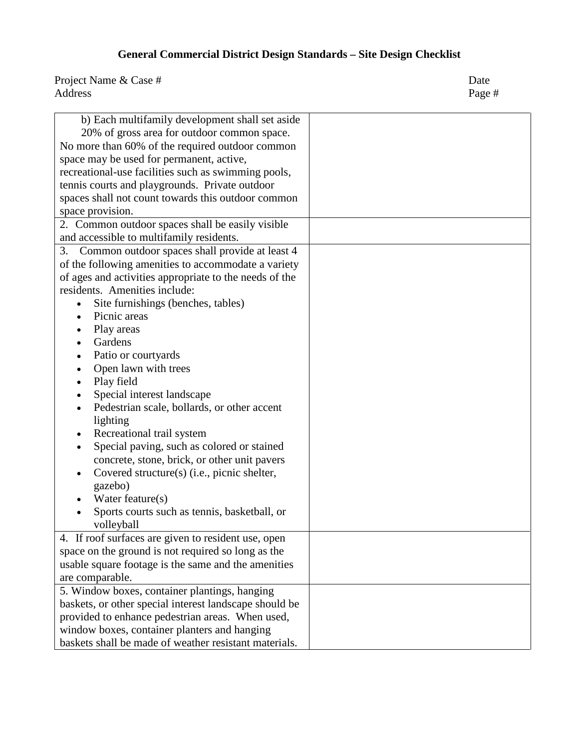# General Commercial District Design Standards – Site Design Checklist

Project Name & Case # Date
Address Page #

| | |
|---|---|
| b) Each multifamily development shall set aside 20% of gross area for outdoor common space. No more than 60% of the required outdoor common space may be used for permanent, active, recreational-use facilities such as swimming pools, tennis courts and playgrounds. Private outdoor spaces shall not count towards this outdoor common space provision. | |
| 2. Common outdoor spaces shall be easily visible and accessible to multifamily residents. | |
| 3. Common outdoor spaces shall provide at least 4 of the following amenities to accommodate a variety of ages and activities appropriate to the needs of the residents. Amenities include:<br>• Site furnishings (benches, tables)<br>• Picnic areas<br>• Play areas<br>• Gardens<br>• Patio or courtyards<br>• Open lawn with trees<br>• Play field<br>• Special interest landscape<br>• Pedestrian scale, bollards, or other accent lighting<br>• Recreational trail system<br>• Special paving, such as colored or stained concrete, stone, brick, or other unit pavers<br>• Covered structure(s) (i.e., picnic shelter, gazebo)<br>• Water feature(s)<br>• Sports courts such as tennis, basketball, or volleyball | |
| 4. If roof surfaces are given to resident use, open space on the ground is not required so long as the usable square footage is the same and the amenities are comparable. | |
| 5. Window boxes, container plantings, hanging baskets, or other special interest landscape should be provided to enhance pedestrian areas. When used, window boxes, container planters and hanging baskets shall be made of weather resistant materials. | |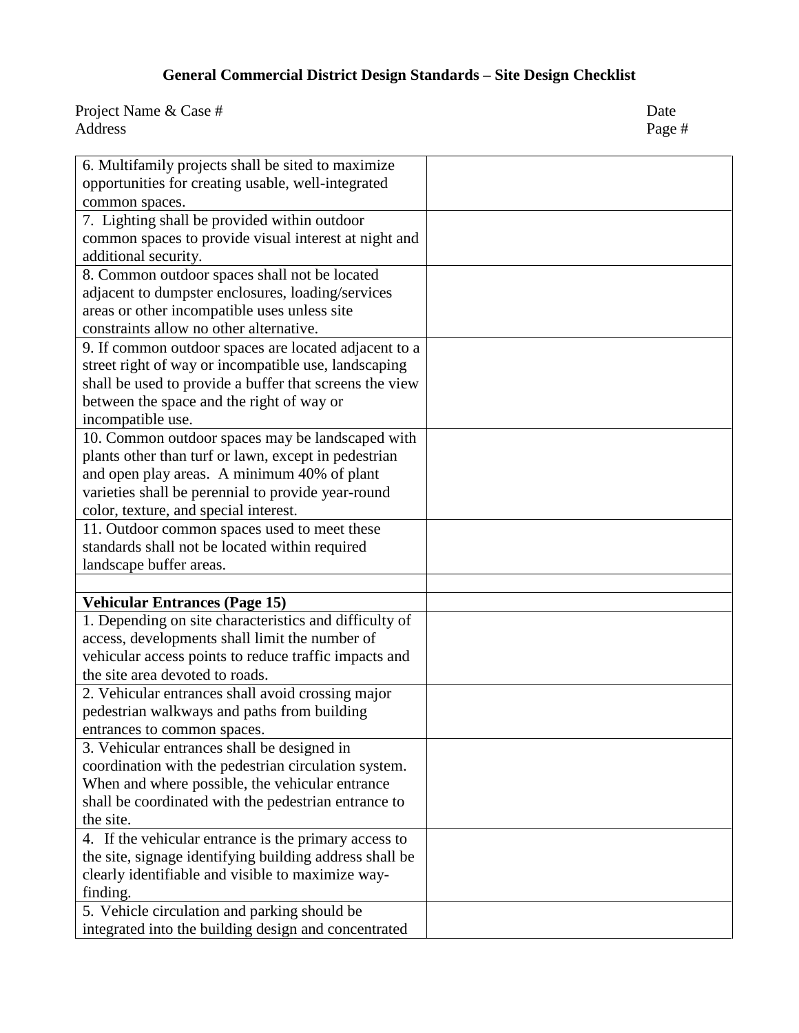**General Commercial District Design Standards – Site Design Checklist**

Project Name & Case # Date
Address Page #

| | |
|---|---|
| 6. Multifamily projects shall be sited to maximize opportunities for creating usable, well-integrated common spaces. | |
| 7. Lighting shall be provided within outdoor common spaces to provide visual interest at night and additional security. | |
| 8. Common outdoor spaces shall not be located adjacent to dumpster enclosures, loading/services areas or other incompatible uses unless site constraints allow no other alternative. | |
| 9. If common outdoor spaces are located adjacent to a street right of way or incompatible use, landscaping shall be used to provide a buffer that screens the view between the space and the right of way or incompatible use. | |
| 10. Common outdoor spaces may be landscaped with plants other than turf or lawn, except in pedestrian and open play areas. A minimum 40% of plant varieties shall be perennial to provide year-round color, texture, and special interest. | |
| 11. Outdoor common spaces used to meet these standards shall not be located within required landscape buffer areas. | |
| | |
| **Vehicular Entrances (Page 15)** | |
| 1. Depending on site characteristics and difficulty of access, developments shall limit the number of vehicular access points to reduce traffic impacts and the site area devoted to roads. | |
| 2. Vehicular entrances shall avoid crossing major pedestrian walkways and paths from building entrances to common spaces. | |
| 3. Vehicular entrances shall be designed in coordination with the pedestrian circulation system. When and where possible, the vehicular entrance shall be coordinated with the pedestrian entrance to the site. | |
| 4. If the vehicular entrance is the primary access to the site, signage identifying building address shall be clearly identifiable and visible to maximize way-finding. | |
| 5. Vehicle circulation and parking should be integrated into the building design and concentrated | |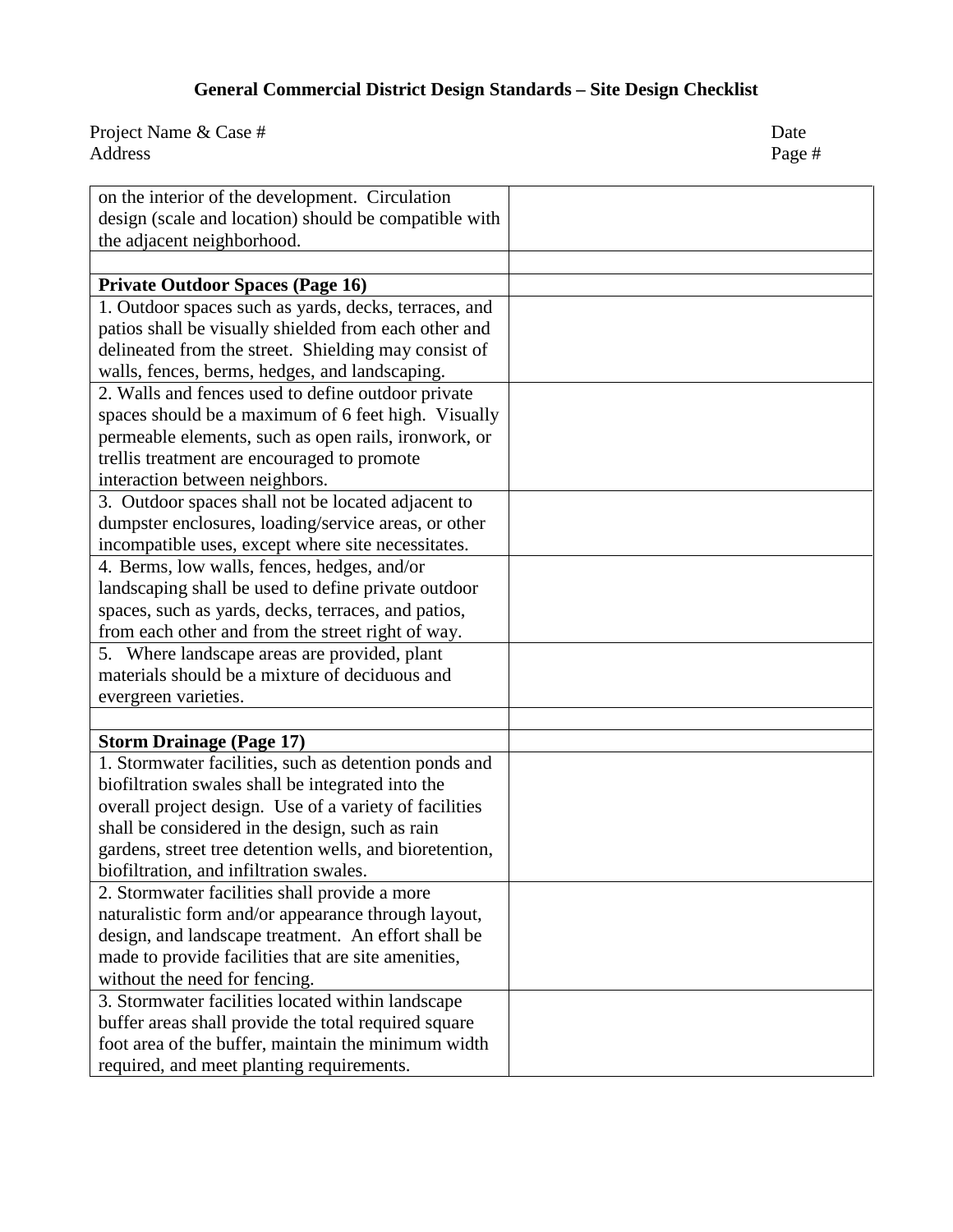## General Commercial District Design Standards – Site Design Checklist

Project Name & Case # Date
Address Page #

| | |
|---|---|
| on the interior of the development. Circulation design (scale and location) should be compatible with the adjacent neighborhood. | |
| | |
| **Private Outdoor Spaces (Page 16)** | |
| 1. Outdoor spaces such as yards, decks, terraces, and patios shall be visually shielded from each other and delineated from the street. Shielding may consist of walls, fences, berms, hedges, and landscaping. | |
| 2. Walls and fences used to define outdoor private spaces should be a maximum of 6 feet high. Visually permeable elements, such as open rails, ironwork, or trellis treatment are encouraged to promote interaction between neighbors. | |
| 3. Outdoor spaces shall not be located adjacent to dumpster enclosures, loading/service areas, or other incompatible uses, except where site necessitates. | |
| 4. Berms, low walls, fences, hedges, and/or landscaping shall be used to define private outdoor spaces, such as yards, decks, terraces, and patios, from each other and from the street right of way. | |
| 5. Where landscape areas are provided, plant materials should be a mixture of deciduous and evergreen varieties. | |
| | |
| **Storm Drainage (Page 17)** | |
| 1. Stormwater facilities, such as detention ponds and biofiltration swales shall be integrated into the overall project design. Use of a variety of facilities shall be considered in the design, such as rain gardens, street tree detention wells, and bioretention, biofiltration, and infiltration swales. | |
| 2. Stormwater facilities shall provide a more naturalistic form and/or appearance through layout, design, and landscape treatment. An effort shall be made to provide facilities that are site amenities, without the need for fencing. | |
| 3. Stormwater facilities located within landscape buffer areas shall provide the total required square foot area of the buffer, maintain the minimum width required, and meet planting requirements. | |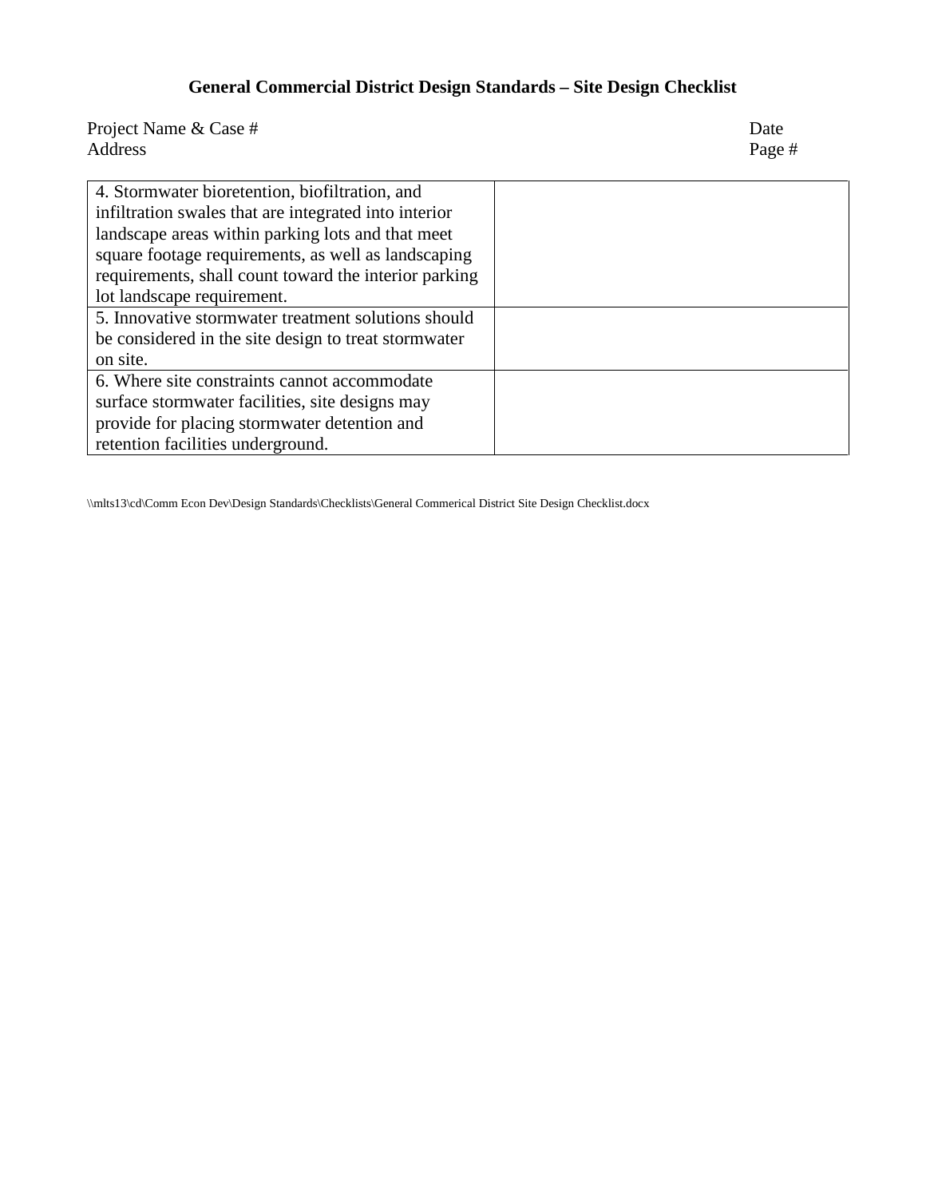**General Commercial District Design Standards – Site Design Checklist**

Project Name & Case # Date
Address Page #

| | |
|---|---|
| 4. Stormwater bioretention, biofiltration, and infiltration swales that are integrated into interior landscape areas within parking lots and that meet square footage requirements, as well as landscaping requirements, shall count toward the interior parking lot landscape requirement. | |
| 5. Innovative stormwater treatment solutions should be considered in the site design to treat stormwater on site. | |
| 6. Where site constraints cannot accommodate surface stormwater facilities, site designs may provide for placing stormwater detention and retention facilities underground. | |

\\mlts13\cd\Comm Econ Dev\Design Standards\Checklists\General Commerical District Site Design Checklist.docx